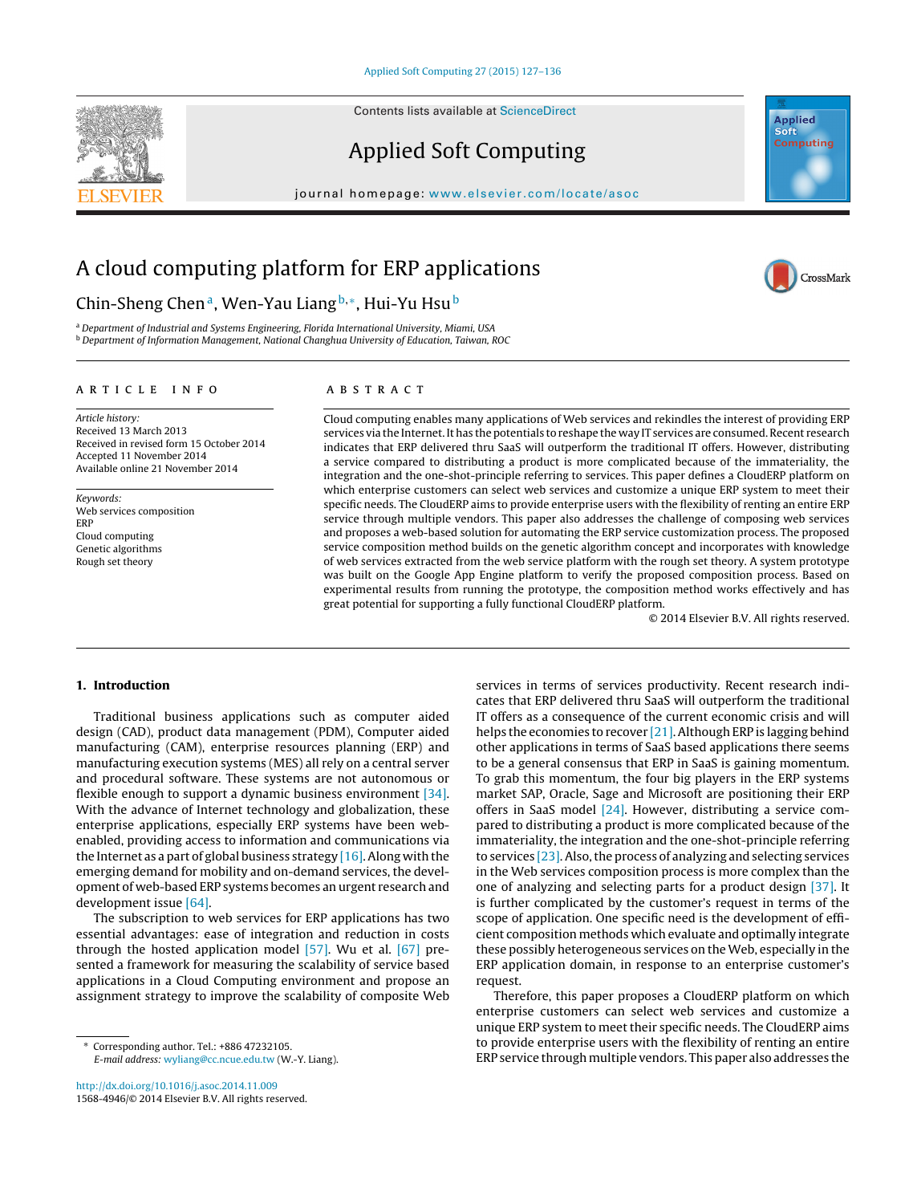# A cloud computing platform for ERP applications

Chin-Sheng Chen [a], Wen-Yau Liang [b,*], Hui-Yu Hsu [b]

[a] Department of Industrial and Systems Engineering, Florida International University, Miami, USA
[b] Department of Information Management, National Changhua University of Education, Taiwan, ROC

## ARTICLE INFO

*Article history:*
Received 13 March 2013
Received in revised form 15 October 2014
Accepted 11 November 2014
Available online 21 November 2014

*Keywords:*
Web services composition
ERP
Cloud computing
Genetic algorithms
Rough set theory

## ABSTRACT

Cloud computing enables many applications of Web services and rekindles the interest of providing ERP services via the Internet. It has the potentials to reshape the way IT services are consumed. Recent research indicates that ERP delivered thru SaaS will outperform the traditional IT offers. However, distributing a service compared to distributing a product is more complicated because of the immateriality, the integration and the one-shot-principle referring to services. This paper defines a CloudERP platform on which enterprise customers can select web services and customize a unique ERP system to meet their specific needs. The CloudERP aims to provide enterprise users with the flexibility of renting an entire ERP service through multiple vendors. This paper also addresses the challenge of composing web services and proposes a web-based solution for automating the ERP service customization process. The proposed service composition method builds on the genetic algorithm concept and incorporates with knowledge of web services extracted from the web service platform with the rough set theory. A system prototype was built on the Google App Engine platform to verify the proposed composition process. Based on experimental results from running the prototype, the composition method works effectively and has great potential for supporting a fully functional CloudERP platform.

© 2014 Elsevier B.V. All rights reserved.

## 1. Introduction

Traditional business applications such as computer aided design (CAD), product data management (PDM), Computer aided manufacturing (CAM), enterprise resources planning (ERP) and manufacturing execution systems (MES) all rely on a central server and procedural software. These systems are not autonomous or flexible enough to support a dynamic business environment [34]. With the advance of Internet technology and globalization, these enterprise applications, especially ERP systems have been web-enabled, providing access to information and communications via the Internet as a part of global business strategy [16]. Along with the emerging demand for mobility and on-demand services, the development of web-based ERP systems becomes an urgent research and development issue [64].

The subscription to web services for ERP applications has two essential advantages: ease of integration and reduction in costs through the hosted application model [57]. Wu et al. [67] presented a framework for measuring the scalability of service based applications in a Cloud Computing environment and propose an assignment strategy to improve the scalability of composite Web services in terms of services productivity. Recent research indicates that ERP delivered thru SaaS will outperform the traditional IT offers as a consequence of the current economic crisis and will helps the economies to recover [21]. Although ERP is lagging behind other applications in terms of SaaS based applications there seems to be a general consensus that ERP in SaaS is gaining momentum. To grab this momentum, the four big players in the ERP systems market SAP, Oracle, Sage and Microsoft are positioning their ERP offers in SaaS model [24]. However, distributing a service compared to distributing a product is more complicated because of the immateriality, the integration and the one-shot-principle referring to services [23]. Also, the process of analyzing and selecting services in the Web services composition process is more complex than the one of analyzing and selecting parts for a product design [37]. It is further complicated by the customer's request in terms of the scope of application. One specific need is the development of efficient composition methods which evaluate and optimally integrate these possibly heterogeneous services on the Web, especially in the ERP application domain, in response to an enterprise customer's request.

Therefore, this paper proposes a CloudERP platform on which enterprise customers can select web services and customize a unique ERP system to meet their specific needs. The CloudERP aims to provide enterprise users with the flexibility of renting an entire ERP service through multiple vendors. This paper also addresses the

* Corresponding author. Tel.: +886 47232105.
*E-mail address:* wyliang@cc.ncue.edu.tw (W.-Y. Liang).

http://dx.doi.org/10.1016/j.asoc.2014.11.009
1568-4946/© 2014 Elsevier B.V. All rights reserved.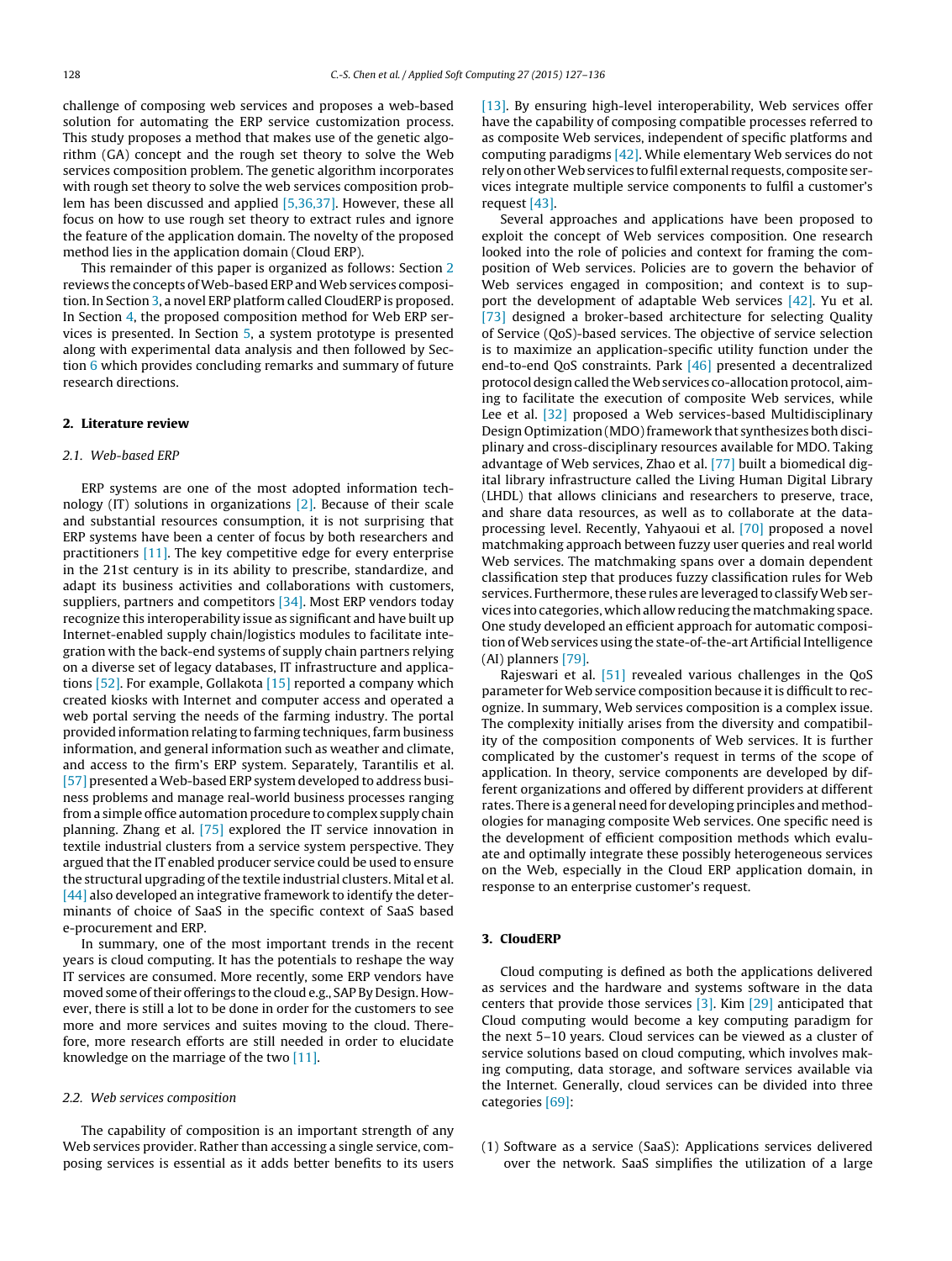challenge of composing web services and proposes a web-based solution for automating the ERP service customization process. This study proposes a method that makes use of the genetic algorithm (GA) concept and the rough set theory to solve the Web services composition problem. The genetic algorithm incorporates with rough set theory to solve the web services composition problem has been discussed and applied [5,36,37]. However, these all focus on how to use rough set theory to extract rules and ignore the feature of the application domain. The novelty of the proposed method lies in the application domain (Cloud ERP).

This remainder of this paper is organized as follows: Section 2 reviews the concepts of Web-based ERP and Web services composition. In Section 3, a novel ERP platform called CloudERP is proposed. In Section 4, the proposed composition method for Web ERP services is presented. In Section 5, a system prototype is presented along with experimental data analysis and then followed by Section 6 which provides concluding remarks and summary of future research directions.

## 2. Literature review

### 2.1. Web-based ERP

ERP systems are one of the most adopted information technology (IT) solutions in organizations [2]. Because of their scale and substantial resources consumption, it is not surprising that ERP systems have been a center of focus by both researchers and practitioners [11]. The key competitive edge for every enterprise in the 21st century is in its ability to prescribe, standardize, and adapt its business activities and collaborations with customers, suppliers, partners and competitors [34]. Most ERP vendors today recognize this interoperability issue as significant and have built up Internet-enabled supply chain/logistics modules to facilitate integration with the back-end systems of supply chain partners relying on a diverse set of legacy databases, IT infrastructure and applications [52]. For example, Gollakota [15] reported a company which created kiosks with Internet and computer access and operated a web portal serving the needs of the farming industry. The portal provided information relating to farming techniques, farm business information, and general information such as weather and climate, and access to the firm's ERP system. Separately, Tarantilis et al. [57] presented a Web-based ERP system developed to address business problems and manage real-world business processes ranging from a simple office automation procedure to complex supply chain planning. Zhang et al. [75] explored the IT service innovation in textile industrial clusters from a service system perspective. They argued that the IT enabled producer service could be used to ensure the structural upgrading of the textile industrial clusters. Mital et al. [44] also developed an integrative framework to identify the determinants of choice of SaaS in the specific context of SaaS based e-procurement and ERP.

In summary, one of the most important trends in the recent years is cloud computing. It has the potentials to reshape the way IT services are consumed. More recently, some ERP vendors have moved some of their offerings to the cloud e.g., SAP By Design. However, there is still a lot to be done in order for the customers to see more and more services and suites moving to the cloud. Therefore, more research efforts are still needed in order to elucidate knowledge on the marriage of the two [11].

### 2.2. Web services composition

The capability of composition is an important strength of any Web services provider. Rather than accessing a single service, composing services is essential as it adds better benefits to its users [13]. By ensuring high-level interoperability, Web services offer have the capability of composing compatible processes referred to as composite Web services, independent of specific platforms and computing paradigms [42]. While elementary Web services do not rely on other Web services to fulfil external requests, composite services integrate multiple service components to fulfil a customer's request [43].

Several approaches and applications have been proposed to exploit the concept of Web services composition. One research looked into the role of policies and context for framing the composition of Web services. Policies are to govern the behavior of Web services engaged in composition; and context is to support the development of adaptable Web services [42]. Yu et al. [73] designed a broker-based architecture for selecting Quality of Service (QoS)-based services. The objective of service selection is to maximize an application-specific utility function under the end-to-end QoS constraints. Park [46] presented a decentralized protocol design called the Web services co-allocation protocol, aiming to facilitate the execution of composite Web services, while Lee et al. [32] proposed a Web services-based Multidisciplinary Design Optimization (MDO) framework that synthesizes both disciplinary and cross-disciplinary resources available for MDO. Taking advantage of Web services, Zhao et al. [77] built a biomedical digital library infrastructure called the Living Human Digital Library (LHDL) that allows clinicians and researchers to preserve, trace, and share data resources, as well as to collaborate at the data-processing level. Recently, Yahyaoui et al. [70] proposed a novel matchmaking approach between fuzzy user queries and real world Web services. The matchmaking spans over a domain dependent classification step that produces fuzzy classification rules for Web services. Furthermore, these rules are leveraged to classify Web services into categories, which allow reducing the matchmaking space. One study developed an efficient approach for automatic composition of Web services using the state-of-the-art Artificial Intelligence (AI) planners [79].

Rajeswari et al. [51] revealed various challenges in the QoS parameter for Web service composition because it is difficult to recognize. In summary, Web services composition is a complex issue. The complexity initially arises from the diversity and compatibility of the composition components of Web services. It is further complicated by the customer's request in terms of the scope of application. In theory, service components are developed by different organizations and offered by different providers at different rates. There is a general need for developing principles and methodologies for managing composite Web services. One specific need is the development of efficient composition methods which evaluate and optimally integrate these possibly heterogeneous services on the Web, especially in the Cloud ERP application domain, in response to an enterprise customer's request.

## 3. CloudERP

Cloud computing is defined as both the applications delivered as services and the hardware and systems software in the data centers that provide those services [3]. Kim [29] anticipated that Cloud computing would become a key computing paradigm for the next 5–10 years. Cloud services can be viewed as a cluster of service solutions based on cloud computing, which involves making computing, data storage, and software services available via the Internet. Generally, cloud services can be divided into three categories [69]:

(1) Software as a service (SaaS): Applications services delivered over the network. SaaS simplifies the utilization of a large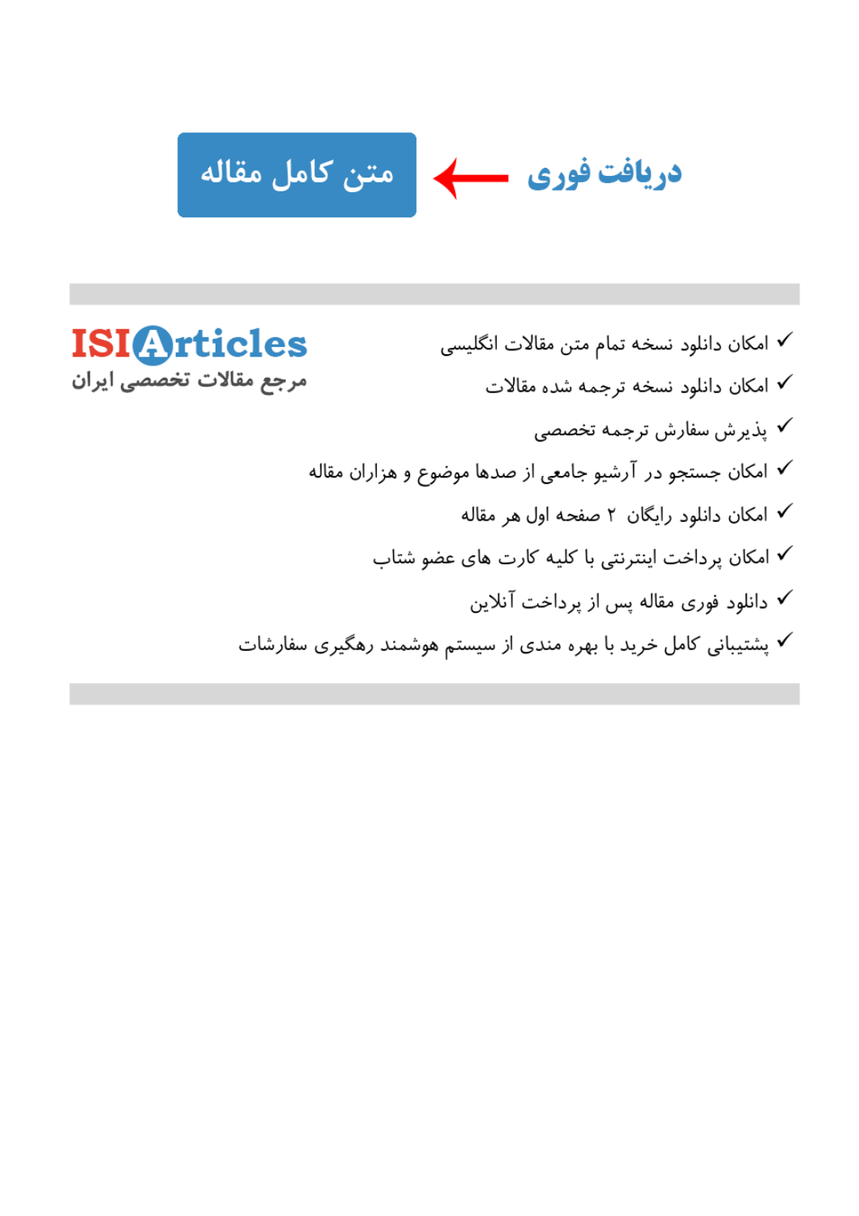دریافت فوری ← متن کامل مقاله

**ISIArticles**
مرجع مقالات تخصصی ایران

- ✓ امکان دانلود نسخه تمام متن مقالات انگلیسی
- ✓ امکان دانلود نسخه ترجمه شده مقالات
- ✓ پذیرش سفارش ترجمه تخصصی
- ✓ امکان جستجو در آرشیو جامعی از صدها موضوع و هزاران مقاله
- ✓ امکان دانلود رایگان ۲ صفحه اول هر مقاله
- ✓ امکان پرداخت اینترنتی با کلیه کارت های عضو شتاب
- ✓ دانلود فوری مقاله پس از پرداخت آنلاین
- ✓ پشتیبانی کامل خرید با بهره مندی از سیستم هوشمند رهگیری سفارشات